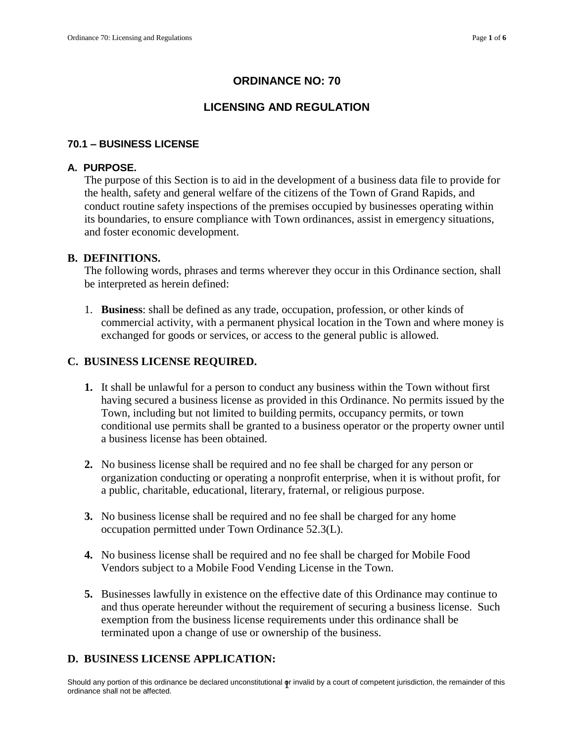# ORDINANCE NO: 70

## LICENSING AND REGULATION

### 70.1 – BUSINESS LICENSE

**A. PURPOSE.**

The purpose of this Section is to aid in the development of a business data file to provide for the health, safety and general welfare of the citizens of the Town of Grand Rapids, and conduct routine safety inspections of the premises occupied by businesses operating within its boundaries, to ensure compliance with Town ordinances, assist in emergency situations, and foster economic development.

**B. DEFINITIONS.**

The following words, phrases and terms wherever they occur in this Ordinance section, shall be interpreted as herein defined:

1. **Business**: shall be defined as any trade, occupation, profession, or other kinds of commercial activity, with a permanent physical location in the Town and where money is exchanged for goods or services, or access to the general public is allowed.

**C. BUSINESS LICENSE REQUIRED.**

1. It shall be unlawful for a person to conduct any business within the Town without first having secured a business license as provided in this Ordinance. No permits issued by the Town, including but not limited to building permits, occupancy permits, or town conditional use permits shall be granted to a business operator or the property owner until a business license has been obtained.

2. No business license shall be required and no fee shall be charged for any person or organization conducting or operating a nonprofit enterprise, when it is without profit, for a public, charitable, educational, literary, fraternal, or religious purpose.

3. No business license shall be required and no fee shall be charged for any home occupation permitted under Town Ordinance 52.3(L).

4. No business license shall be required and no fee shall be charged for Mobile Food Vendors subject to a Mobile Food Vending License in the Town.

5. Businesses lawfully in existence on the effective date of this Ordinance may continue to and thus operate hereunder without the requirement of securing a business license. Such exemption from the business license requirements under this ordinance shall be terminated upon a change of use or ownership of the business.

**D. BUSINESS LICENSE APPLICATION:**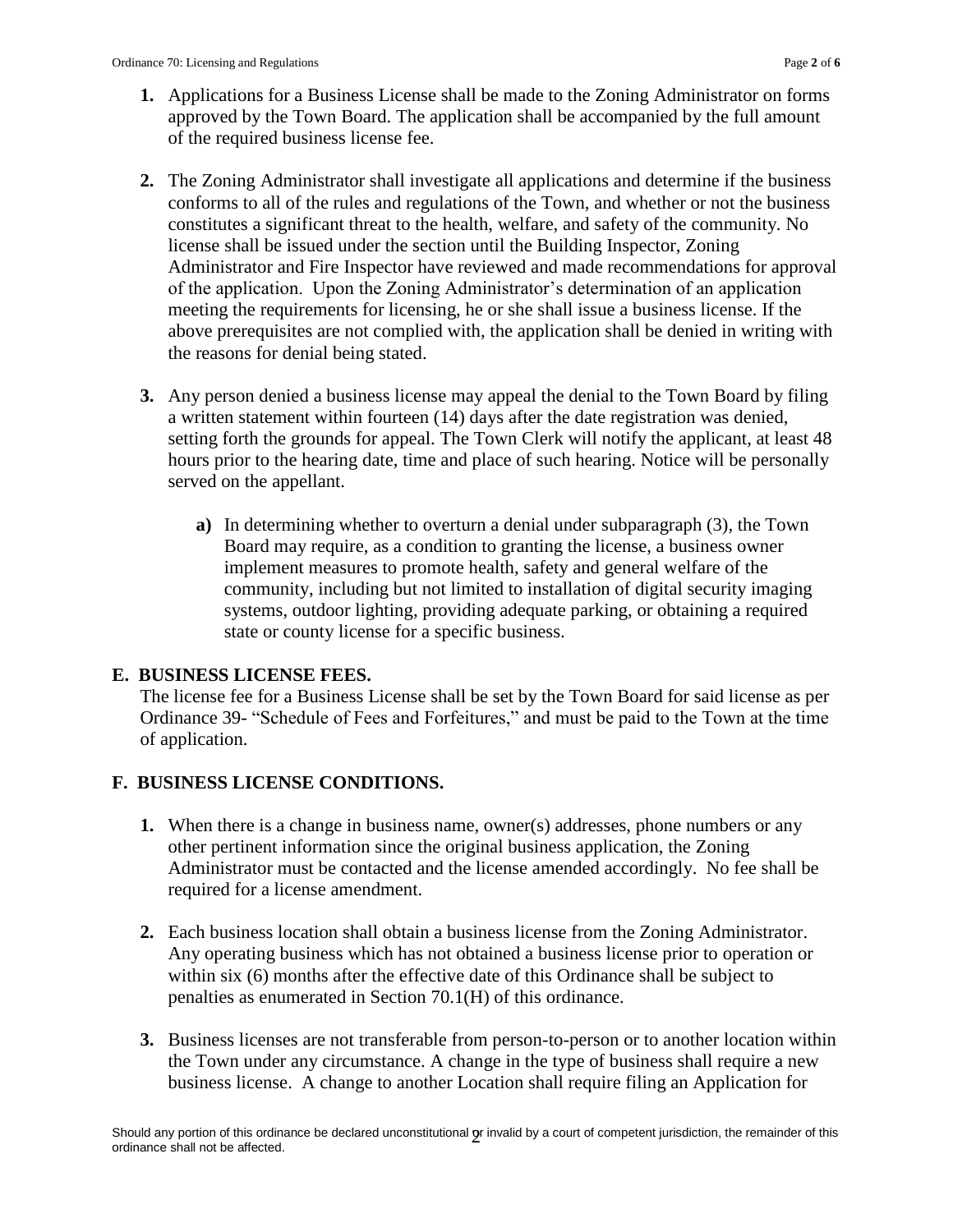1. Applications for a Business License shall be made to the Zoning Administrator on forms approved by the Town Board. The application shall be accompanied by the full amount of the required business license fee.

2. The Zoning Administrator shall investigate all applications and determine if the business conforms to all of the rules and regulations of the Town, and whether or not the business constitutes a significant threat to the health, welfare, and safety of the community. No license shall be issued under the section until the Building Inspector, Zoning Administrator and Fire Inspector have reviewed and made recommendations for approval of the application. Upon the Zoning Administrator's determination of an application meeting the requirements for licensing, he or she shall issue a business license. If the above prerequisites are not complied with, the application shall be denied in writing with the reasons for denial being stated.

3. Any person denied a business license may appeal the denial to the Town Board by filing a written statement within fourteen (14) days after the date registration was denied, setting forth the grounds for appeal. The Town Clerk will notify the applicant, at least 48 hours prior to the hearing date, time and place of such hearing. Notice will be personally served on the appellant.

   a) In determining whether to overturn a denial under subparagraph (3), the Town Board may require, as a condition to granting the license, a business owner implement measures to promote health, safety and general welfare of the community, including but not limited to installation of digital security imaging systems, outdoor lighting, providing adequate parking, or obtaining a required state or county license for a specific business.

## E. BUSINESS LICENSE FEES.

The license fee for a Business License shall be set by the Town Board for said license as per Ordinance 39- "Schedule of Fees and Forfeitures," and must be paid to the Town at the time of application.

## F. BUSINESS LICENSE CONDITIONS.

1. When there is a change in business name, owner(s) addresses, phone numbers or any other pertinent information since the original business application, the Zoning Administrator must be contacted and the license amended accordingly. No fee shall be required for a license amendment.

2. Each business location shall obtain a business license from the Zoning Administrator. Any operating business which has not obtained a business license prior to operation or within six (6) months after the effective date of this Ordinance shall be subject to penalties as enumerated in Section 70.1(H) of this ordinance.

3. Business licenses are not transferable from person-to-person or to another location within the Town under any circumstance. A change in the type of business shall require a new business license. A change to another Location shall require filing an Application for

Should any portion of this ordinance be declared unconstitutional or invalid by a court of competent jurisdiction, the remainder of this ordinance shall not be affected.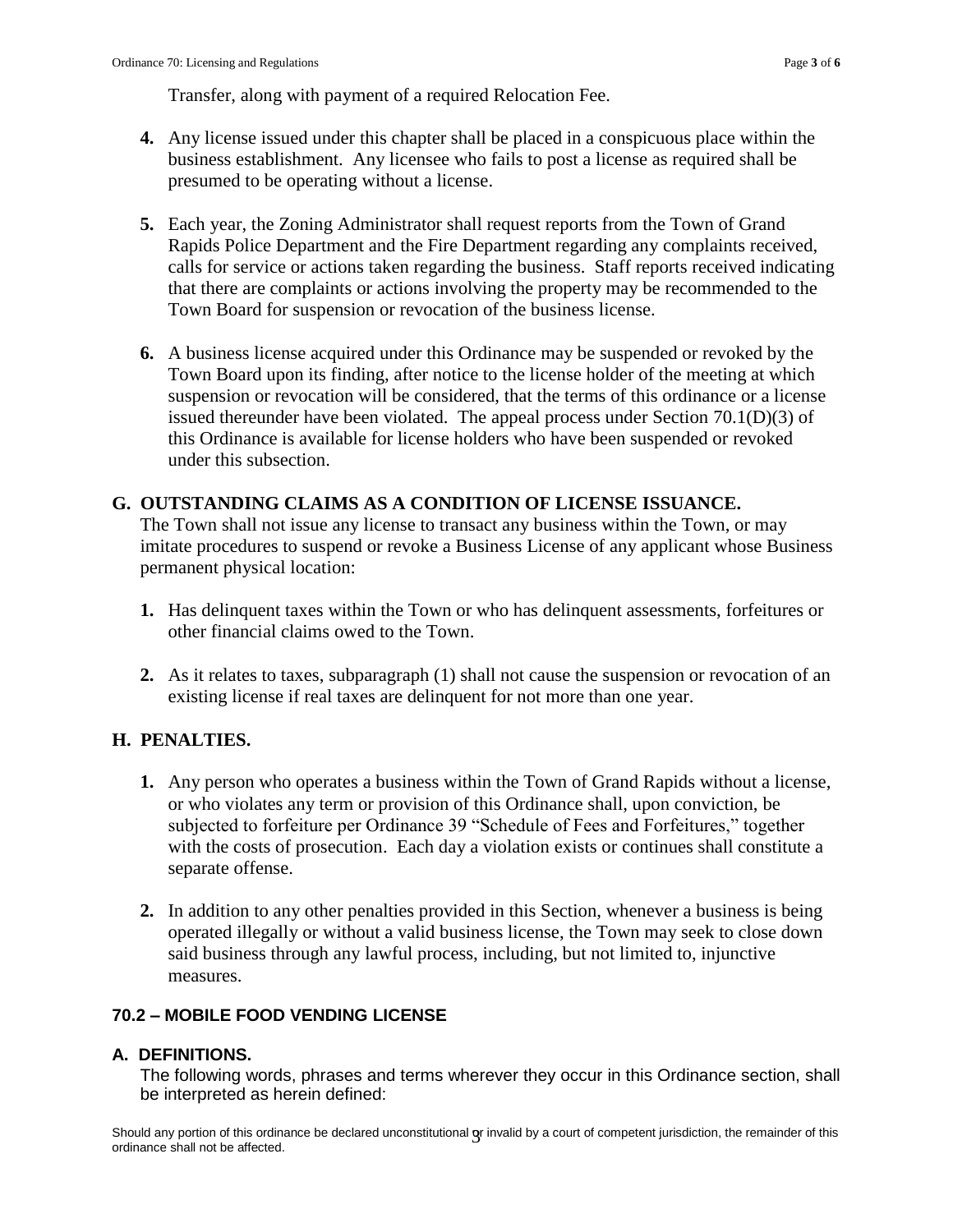Transfer, along with payment of a required Relocation Fee.

4. Any license issued under this chapter shall be placed in a conspicuous place within the business establishment. Any licensee who fails to post a license as required shall be presumed to be operating without a license.

5. Each year, the Zoning Administrator shall request reports from the Town of Grand Rapids Police Department and the Fire Department regarding any complaints received, calls for service or actions taken regarding the business. Staff reports received indicating that there are complaints or actions involving the property may be recommended to the Town Board for suspension or revocation of the business license.

6. A business license acquired under this Ordinance may be suspended or revoked by the Town Board upon its finding, after notice to the license holder of the meeting at which suspension or revocation will be considered, that the terms of this ordinance or a license issued thereunder have been violated. The appeal process under Section 70.1(D)(3) of this Ordinance is available for license holders who have been suspended or revoked under this subsection.

## G. OUTSTANDING CLAIMS AS A CONDITION OF LICENSE ISSUANCE.

The Town shall not issue any license to transact any business within the Town, or may imitate procedures to suspend or revoke a Business License of any applicant whose Business permanent physical location:

1. Has delinquent taxes within the Town or who has delinquent assessments, forfeitures or other financial claims owed to the Town.

2. As it relates to taxes, subparagraph (1) shall not cause the suspension or revocation of an existing license if real taxes are delinquent for not more than one year.

## H. PENALTIES.

1. Any person who operates a business within the Town of Grand Rapids without a license, or who violates any term or provision of this Ordinance shall, upon conviction, be subjected to forfeiture per Ordinance 39 "Schedule of Fees and Forfeitures," together with the costs of prosecution. Each day a violation exists or continues shall constitute a separate offense.

2. In addition to any other penalties provided in this Section, whenever a business is being operated illegally or without a valid business license, the Town may seek to close down said business through any lawful process, including, but not limited to, injunctive measures.

# 70.2 – MOBILE FOOD VENDING LICENSE

## A. DEFINITIONS.

The following words, phrases and terms wherever they occur in this Ordinance section, shall be interpreted as herein defined:

Should any portion of this ordinance be declared unconstitutional or invalid by a court of competent jurisdiction, the remainder of this ordinance shall not be affected.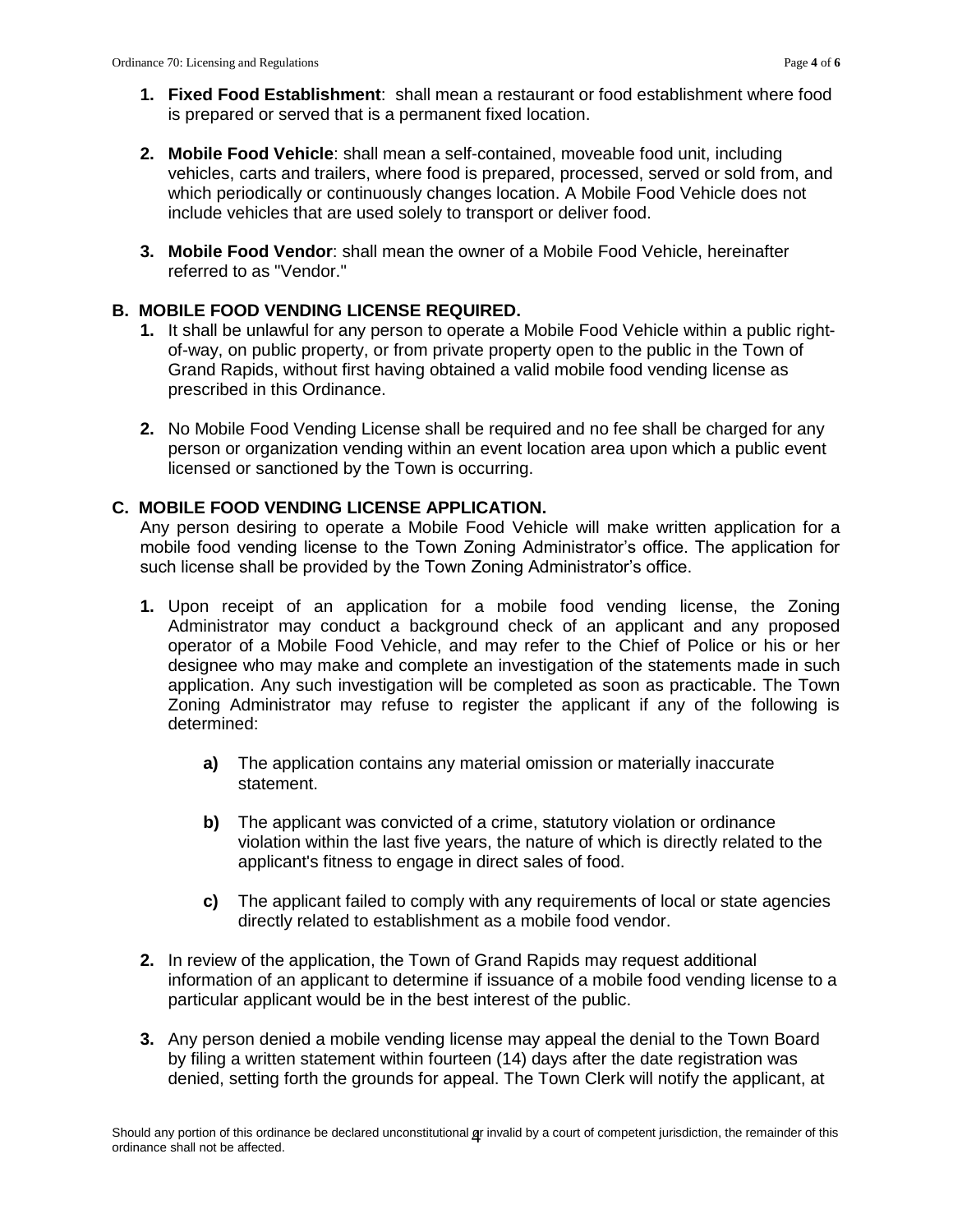1. **Fixed Food Establishment**: shall mean a restaurant or food establishment where food is prepared or served that is a permanent fixed location.

2. **Mobile Food Vehicle**: shall mean a self-contained, moveable food unit, including vehicles, carts and trailers, where food is prepared, processed, served or sold from, and which periodically or continuously changes location. A Mobile Food Vehicle does not include vehicles that are used solely to transport or deliver food.

3. **Mobile Food Vendor**: shall mean the owner of a Mobile Food Vehicle, hereinafter referred to as "Vendor."

**B. MOBILE FOOD VENDING LICENSE REQUIRED.**

1. It shall be unlawful for any person to operate a Mobile Food Vehicle within a public right-of-way, on public property, or from private property open to the public in the Town of Grand Rapids, without first having obtained a valid mobile food vending license as prescribed in this Ordinance.

2. No Mobile Food Vending License shall be required and no fee shall be charged for any person or organization vending within an event location area upon which a public event licensed or sanctioned by the Town is occurring.

**C. MOBILE FOOD VENDING LICENSE APPLICATION.**

Any person desiring to operate a Mobile Food Vehicle will make written application for a mobile food vending license to the Town Zoning Administrator's office. The application for such license shall be provided by the Town Zoning Administrator's office.

1. Upon receipt of an application for a mobile food vending license, the Zoning Administrator may conduct a background check of an applicant and any proposed operator of a Mobile Food Vehicle, and may refer to the Chief of Police or his or her designee who may make and complete an investigation of the statements made in such application. Any such investigation will be completed as soon as practicable. The Town Zoning Administrator may refuse to register the applicant if any of the following is determined:

   **a)** The application contains any material omission or materially inaccurate statement.

   **b)** The applicant was convicted of a crime, statutory violation or ordinance violation within the last five years, the nature of which is directly related to the applicant's fitness to engage in direct sales of food.

   **c)** The applicant failed to comply with any requirements of local or state agencies directly related to establishment as a mobile food vendor.

2. In review of the application, the Town of Grand Rapids may request additional information of an applicant to determine if issuance of a mobile food vending license to a particular applicant would be in the best interest of the public.

3. Any person denied a mobile vending license may appeal the denial to the Town Board by filing a written statement within fourteen (14) days after the date registration was denied, setting forth the grounds for appeal. The Town Clerk will notify the applicant, at

Should any portion of this ordinance be declared unconstitutional or invalid by a court of competent jurisdiction, the remainder of this ordinance shall not be affected.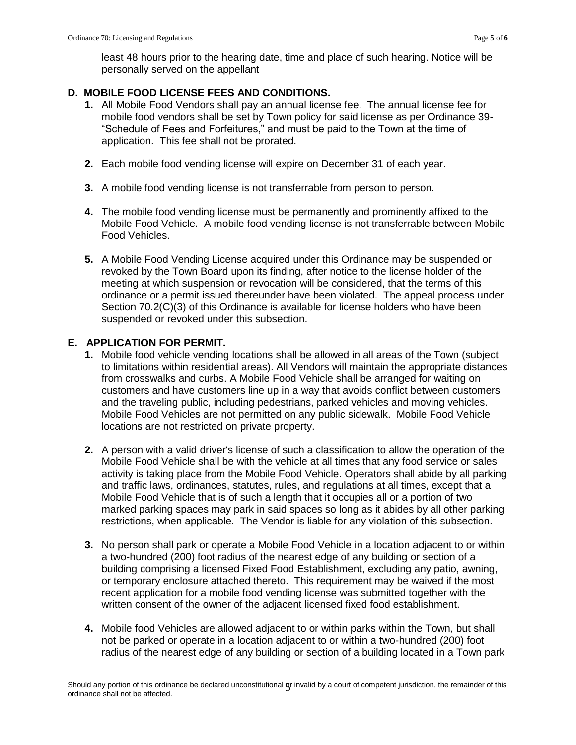least 48 hours prior to the hearing date, time and place of such hearing. Notice will be personally served on the appellant

**D. MOBILE FOOD LICENSE FEES AND CONDITIONS.**

1. All Mobile Food Vendors shall pay an annual license fee. The annual license fee for mobile food vendors shall be set by Town policy for said license as per Ordinance 39- "Schedule of Fees and Forfeitures," and must be paid to the Town at the time of application. This fee shall not be prorated.

2. Each mobile food vending license will expire on December 31 of each year.

3. A mobile food vending license is not transferrable from person to person.

4. The mobile food vending license must be permanently and prominently affixed to the Mobile Food Vehicle. A mobile food vending license is not transferrable between Mobile Food Vehicles.

5. A Mobile Food Vending License acquired under this Ordinance may be suspended or revoked by the Town Board upon its finding, after notice to the license holder of the meeting at which suspension or revocation will be considered, that the terms of this ordinance or a permit issued thereunder have been violated. The appeal process under Section 70.2(C)(3) of this Ordinance is available for license holders who have been suspended or revoked under this subsection.

**E. APPLICATION FOR PERMIT.**

1. Mobile food vehicle vending locations shall be allowed in all areas of the Town (subject to limitations within residential areas). All Vendors will maintain the appropriate distances from crosswalks and curbs. A Mobile Food Vehicle shall be arranged for waiting on customers and have customers line up in a way that avoids conflict between customers and the traveling public, including pedestrians, parked vehicles and moving vehicles. Mobile Food Vehicles are not permitted on any public sidewalk. Mobile Food Vehicle locations are not restricted on private property.

2. A person with a valid driver's license of such a classification to allow the operation of the Mobile Food Vehicle shall be with the vehicle at all times that any food service or sales activity is taking place from the Mobile Food Vehicle. Operators shall abide by all parking and traffic laws, ordinances, statutes, rules, and regulations at all times, except that a Mobile Food Vehicle that is of such a length that it occupies all or a portion of two marked parking spaces may park in said spaces so long as it abides by all other parking restrictions, when applicable. The Vendor is liable for any violation of this subsection.

3. No person shall park or operate a Mobile Food Vehicle in a location adjacent to or within a two-hundred (200) foot radius of the nearest edge of any building or section of a building comprising a licensed Fixed Food Establishment, excluding any patio, awning, or temporary enclosure attached thereto. This requirement may be waived if the most recent application for a mobile food vending license was submitted together with the written consent of the owner of the adjacent licensed fixed food establishment.

4. Mobile food Vehicles are allowed adjacent to or within parks within the Town, but shall not be parked or operate in a location adjacent to or within a two-hundred (200) foot radius of the nearest edge of any building or section of a building located in a Town park

Should any portion of this ordinance be declared unconstitutional or invalid by a court of competent jurisdiction, the remainder of this ordinance shall not be affected.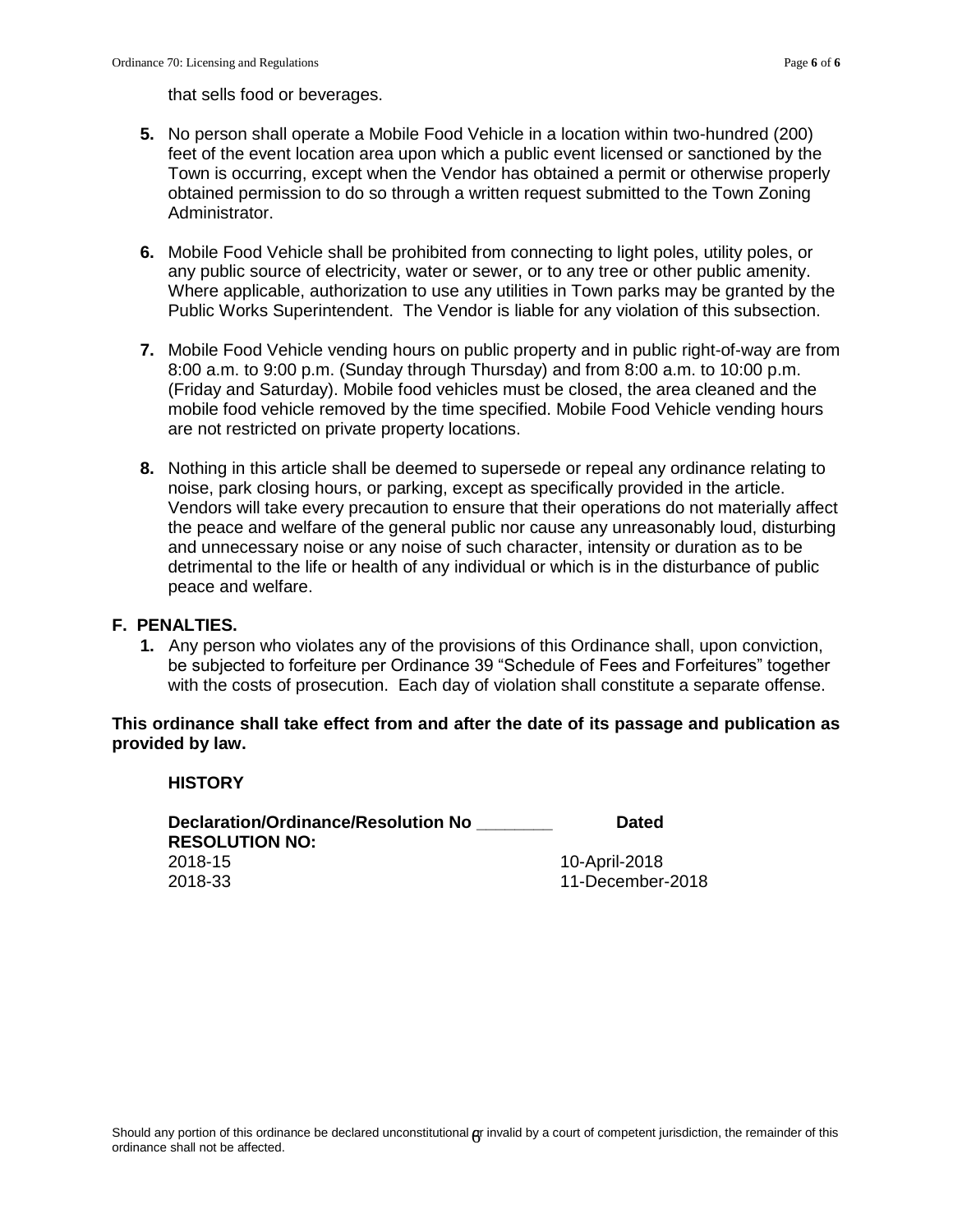that sells food or beverages.

5. No person shall operate a Mobile Food Vehicle in a location within two-hundred (200) feet of the event location area upon which a public event licensed or sanctioned by the Town is occurring, except when the Vendor has obtained a permit or otherwise properly obtained permission to do so through a written request submitted to the Town Zoning Administrator.

6. Mobile Food Vehicle shall be prohibited from connecting to light poles, utility poles, or any public source of electricity, water or sewer, or to any tree or other public amenity. Where applicable, authorization to use any utilities in Town parks may be granted by the Public Works Superintendent. The Vendor is liable for any violation of this subsection.

7. Mobile Food Vehicle vending hours on public property and in public right-of-way are from 8:00 a.m. to 9:00 p.m. (Sunday through Thursday) and from 8:00 a.m. to 10:00 p.m. (Friday and Saturday). Mobile food vehicles must be closed, the area cleaned and the mobile food vehicle removed by the time specified. Mobile Food Vehicle vending hours are not restricted on private property locations.

8. Nothing in this article shall be deemed to supersede or repeal any ordinance relating to noise, park closing hours, or parking, except as specifically provided in the article. Vendors will take every precaution to ensure that their operations do not materially affect the peace and welfare of the general public nor cause any unreasonably loud, disturbing and unnecessary noise or any noise of such character, intensity or duration as to be detrimental to the life or health of any individual or which is in the disturbance of public peace and welfare.

## F. PENALTIES.

1. Any person who violates any of the provisions of this Ordinance shall, upon conviction, be subjected to forfeiture per Ordinance 39 "Schedule of Fees and Forfeitures" together with the costs of prosecution. Each day of violation shall constitute a separate offense.

**This ordinance shall take effect from and after the date of its passage and publication as provided by law.**

**HISTORY**

| **Declaration/Ordinance/Resolution No _______** | **Dated** |
| --- | --- |
| **RESOLUTION NO:** | |
| 2018-15 | 10-April-2018 |
| 2018-33 | 11-December-2018 |

Should any portion of this ordinance be declared unconstitutional or invalid by a court of competent jurisdiction, the remainder of this ordinance shall not be affected.